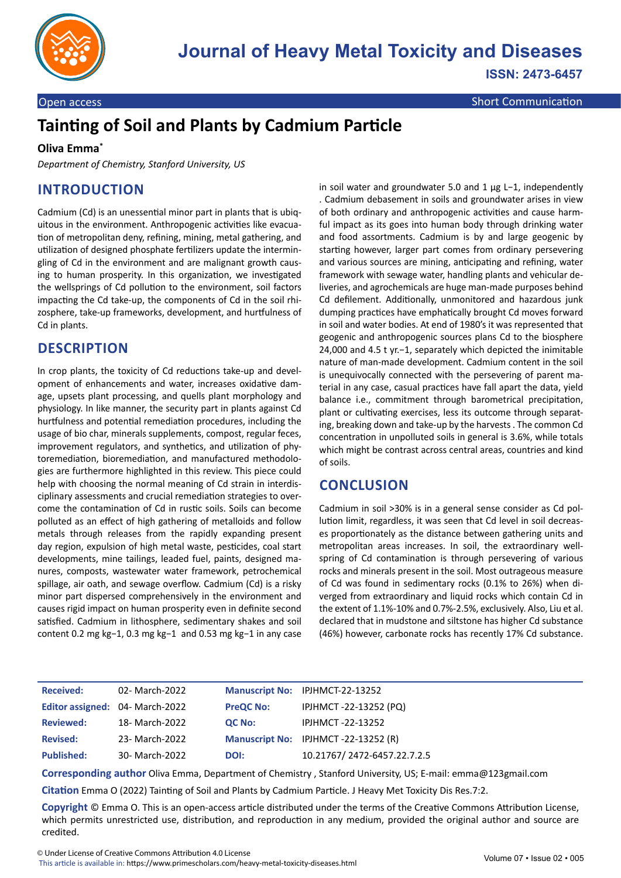# Journal of Heavy Metal Toxicity and Diseases

**ISSN: 2473-6457**

Open access | Short Communication

# Tainting of Soil and Plants by Cadmium Particle

**Oliva Emma***

*Department of Chemistry, Stanford University, US*

## INTRODUCTION

Cadmium (Cd) is an unessential minor part in plants that is ubiquitous in the environment. Anthropogenic activities like evacuation of metropolitan deny, refining, mining, metal gathering, and utilization of designed phosphate fertilizers update the intermingling of Cd in the environment and are malignant growth causing to human prosperity. In this organization, we investigated the wellsprings of Cd pollution to the environment, soil factors impacting the Cd take-up, the components of Cd in the soil rhizosphere, take-up frameworks, development, and hurtfulness of Cd in plants.

## DESCRIPTION

In crop plants, the toxicity of Cd reductions take-up and development of enhancements and water, increases oxidative damage, upsets plant processing, and quells plant morphology and physiology. In like manner, the security part in plants against Cd hurtfulness and potential remediation procedures, including the usage of bio char, minerals supplements, compost, regular feces, improvement regulators, and synthetics, and utilization of phytoremediation, bioremediation, and manufactured methodologies are furthermore highlighted in this review. This piece could help with choosing the normal meaning of Cd strain in interdisciplinary assessments and crucial remediation strategies to overcome the contamination of Cd in rustic soils. Soils can become polluted as an effect of high gathering of metalloids and follow metals through releases from the rapidly expanding present day region, expulsion of high metal waste, pesticides, coal start developments, mine tailings, leaded fuel, paints, designed manures, composts, wastewater water framework, petrochemical spillage, air oath, and sewage overflow. Cadmium (Cd) is a risky minor part dispersed comprehensively in the environment and causes rigid impact on human prosperity even in definite second satisfied. Cadmium in lithosphere, sedimentary shakes and soil content 0.2 mg kg−1, 0.3 mg kg−1 and 0.53 mg kg−1 in any case in soil water and groundwater 5.0 and 1 µg L−1, independently . Cadmium debasement in soils and groundwater arises in view of both ordinary and anthropogenic activities and cause harmful impact as its goes into human body through drinking water and food assortments. Cadmium is by and large geogenic by starting however, larger part comes from ordinary persevering and various sources are mining, anticipating and refining, water framework with sewage water, handling plants and vehicular deliveries, and agrochemicals are huge man-made purposes behind Cd defilement. Additionally, unmonitored and hazardous junk dumping practices have emphatically brought Cd moves forward in soil and water bodies. At end of 1980's it was represented that geogenic and anthropogenic sources plans Cd to the biosphere 24,000 and 4.5 t yr.−1, separately which depicted the inimitable nature of man-made development. Cadmium content in the soil is unequivocally connected with the persevering of parent material in any case, casual practices have fall apart the data, yield balance i.e., commitment through barometrical precipitation, plant or cultivating exercises, less its outcome through separating, breaking down and take-up by the harvests . The common Cd concentration in unpolluted soils in general is 3.6%, while totals which might be contrast across central areas, countries and kind of soils.

## CONCLUSION

Cadmium in soil >30% is in a general sense consider as Cd pollution limit, regardless, it was seen that Cd level in soil decreases proportionately as the distance between gathering units and metropolitan areas increases. In soil, the extraordinary wellspring of Cd contamination is through persevering of various rocks and minerals present in the soil. Most outrageous measure of Cd was found in sedimentary rocks (0.1% to 26%) when diverged from extraordinary and liquid rocks which contain Cd in the extent of 1.1%-10% and 0.7%-2.5%, exclusively. Also, Liu et al. declared that in mudstone and siltstone has higher Cd substance (46%) however, carbonate rocks has recently 17% Cd substance.

| | | | |
|---|---|---|---|
| **Received:** | 02- March-2022 | **Manuscript No:** | IPJHMCT-22-13252 |
| **Editor assigned:** | 04- March-2022 | **PreQC No:** | IPJHMCT -22-13252 (PQ) |
| **Reviewed:** | 18- March-2022 | **QC No:** | IPJHMCT -22-13252 |
| **Revised:** | 23- March-2022 | **Manuscript No:** | IPJHMCT -22-13252 (R) |
| **Published:** | 30- March-2022 | **DOI:** | 10.21767/ 2472-6457.22.7.2.5 |

**Corresponding author** Oliva Emma, Department of Chemistry , Stanford University, US; E-mail: emma@123gmail.com

**Citation** Emma O (2022) Tainting of Soil and Plants by Cadmium Particle. J Heavy Met Toxicity Dis Res.7:2.

**Copyright** © Emma O. This is an open-access article distributed under the terms of the Creative Commons Attribution License, which permits unrestricted use, distribution, and reproduction in any medium, provided the original author and source are credited.

© Under License of Creative Commons Attribution 4.0 License

This article is available in: https://www.primescholars.com/heavy-metal-toxicity-diseases.html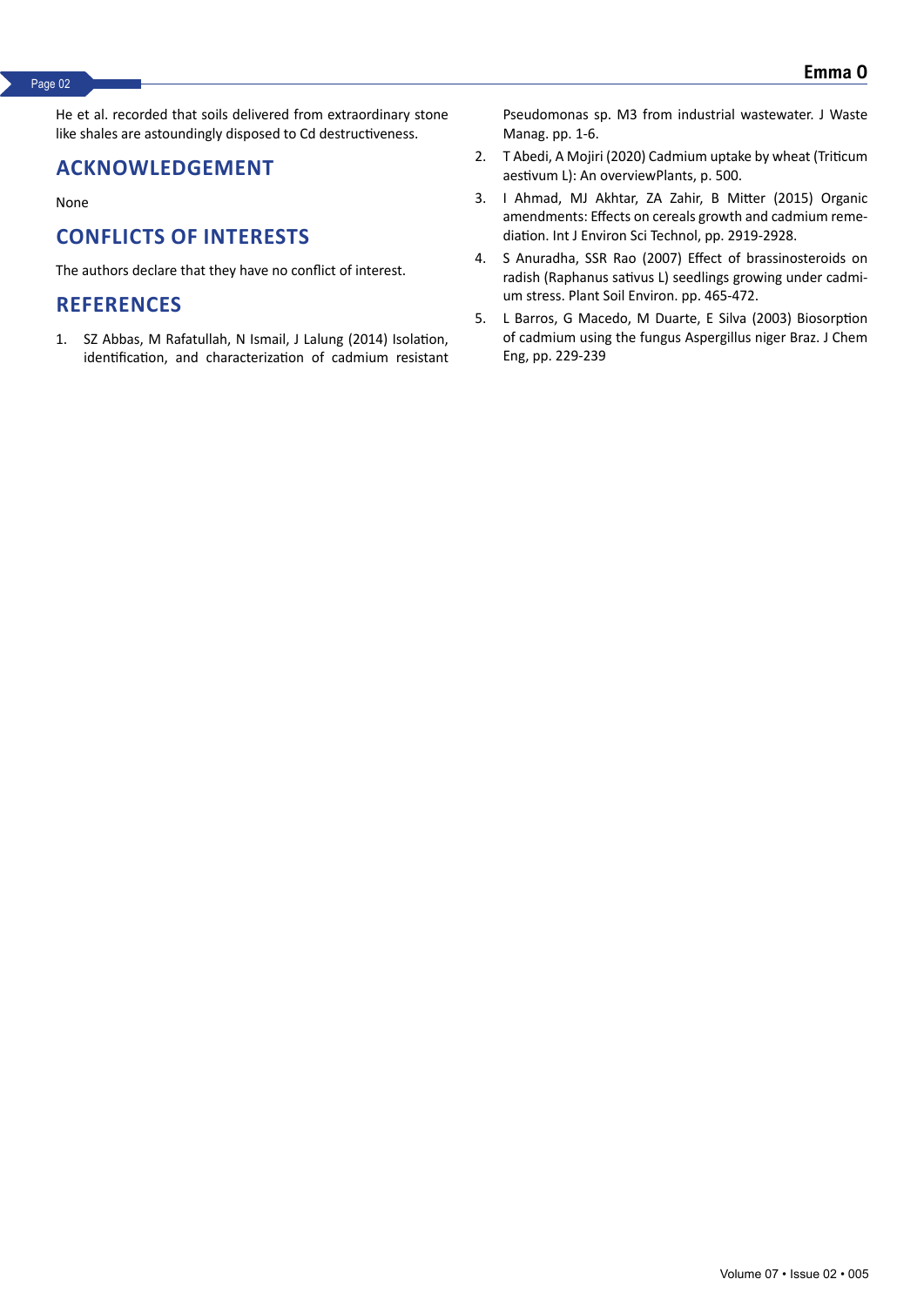He et al. recorded that soils delivered from extraordinary stone like shales are astoundingly disposed to Cd destructiveness.

## ACKNOWLEDGEMENT

None

## CONFLICTS OF INTERESTS

The authors declare that they have no conflict of interest.

## REFERENCES

1. SZ Abbas, M Rafatullah, N Ismail, J Lalung (2014) Isolation, identification, and characterization of cadmium resistant Pseudomonas sp. M3 from industrial wastewater. J Waste Manag. pp. 1-6.
2. T Abedi, A Mojiri (2020) Cadmium uptake by wheat (Triticum aestivum L): An overviewPlants, p. 500.
3. I Ahmad, MJ Akhtar, ZA Zahir, B Mitter (2015) Organic amendments: Effects on cereals growth and cadmium remediation. Int J Environ Sci Technol, pp. 2919-2928.
4. S Anuradha, SSR Rao (2007) Effect of brassinosteroids on radish (Raphanus sativus L) seedlings growing under cadmium stress. Plant Soil Environ. pp. 465-472.
5. L Barros, G Macedo, M Duarte, E Silva (2003) Biosorption of cadmium using the fungus Aspergillus niger Braz. J Chem Eng, pp. 229-239